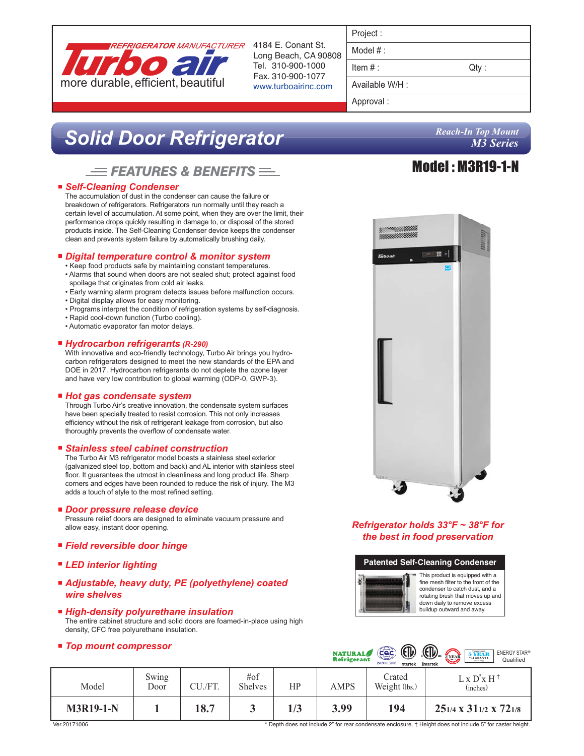Turbo air — REFRIGERATOR MANUFACTURER — more durable, efficient, beautiful

4184 E. Conant St.
Long Beach, CA 90808
Tel. 310-900-1000
Fax. 310-900-1077
www.turboairinc.com

| Project : | |
|---|---|
| Model # : | |
| Item # : | Qty : |
| Available W/H : | |
| Approval : | |

# Solid Door Refrigerator

*Reach-In Top Mount*
*M3 Series*

## Model : M3R19-1-N

## FEATURES & BENEFITS

### Self-Cleaning Condenser
The accumulation of dust in the condenser can cause the failure or breakdown of refrigerators. Refrigerators run normally until they reach a certain level of accumulation. At some point, when they are over the limit, their performance drops quickly resulting in damage to, or disposal of the stored products inside. The Self-Cleaning Condenser device keeps the condenser clean and prevents system failure by automatically brushing daily.

### Digital temperature control & monitor system
- Keep food products safe by maintaining constant temperatures.
- Alarms that sound when doors are not sealed shut; protect against food spoilage that originates from cold air leaks.
- Early warning alarm program detects issues before malfunction occurs.
- Digital display allows for easy monitoring.
- Programs interpret the condition of refrigeration systems by self-diagnosis.
- Rapid cool-down function (Turbo cooling).
- Automatic evaporator fan motor delays.

### Hydrocarbon refrigerants *(R-290)*
With innovative and eco-friendly technology, Turbo Air brings you hydro-carbon refrigerators designed to meet the new standards of the EPA and DOE in 2017. Hydrocarbon refrigerants do not deplete the ozone layer and have very low contribution to global warming (ODP-0, GWP-3).

### Hot gas condensate system
Through Turbo Air's creative innovation, the condensate system surfaces have been specially treated to resist corrosion. This not only increases efficiency without the risk of refrigerant leakage from corrosion, but also thoroughly prevents the overflow of condensate water.

### Stainless steel cabinet construction
The Turbo Air M3 refrigerator model boasts a stainless steel exterior (galvanized steel top, bottom and back) and AL interior with stainless steel floor. It guarantees the utmost in cleanliness and long product life. Sharp corners and edges have been rounded to reduce the risk of injury. The M3 adds a touch of style to the most refined setting.

### Door pressure release device
Pressure relief doors are designed to eliminate vacuum pressure and allow easy, instant door opening.

### Field reversible door hinge

### LED interior lighting

### Adjustable, heavy duty, PE (polyethylene) coated wire shelves

### High-density polyurethane insulation
The entire cabinet structure and solid doors are foamed-in-place using high density, CFC free polyurethane insulation.

### Top mount compressor

**Refrigerator holds 33°F ~ 38°F for the best in food preservation**

**Patented Self-Cleaning Condenser**

This product is equipped with a fine mesh filter to the front of the condenser to catch dust, and a rotating brush that moves up and down daily to remove excess buildup outward and away.

NATURAL Refrigerant · CQC ISO9001:2008 · ETL Intertek · ETL Intertek · 3 YEAR · 5 YEAR WARRANTY · ENERGY STAR® Qualified

| Model | Swing Door | CU./FT. | #of Shelves | HP | AMPS | Crated Weight (lbs.) | L x D* x H † (inches) |
|---|---|---|---|---|---|---|---|
| **M3R19-1-N** | **1** | **18.7** | **3** | **1/3** | **3.99** | **194** | **25 1/4 x 31 1/2 x 72 1/8** |

Ver.20171006

\* Depth does not include 2" for rear condensate enclosure. † Height does not include 5" for caster height.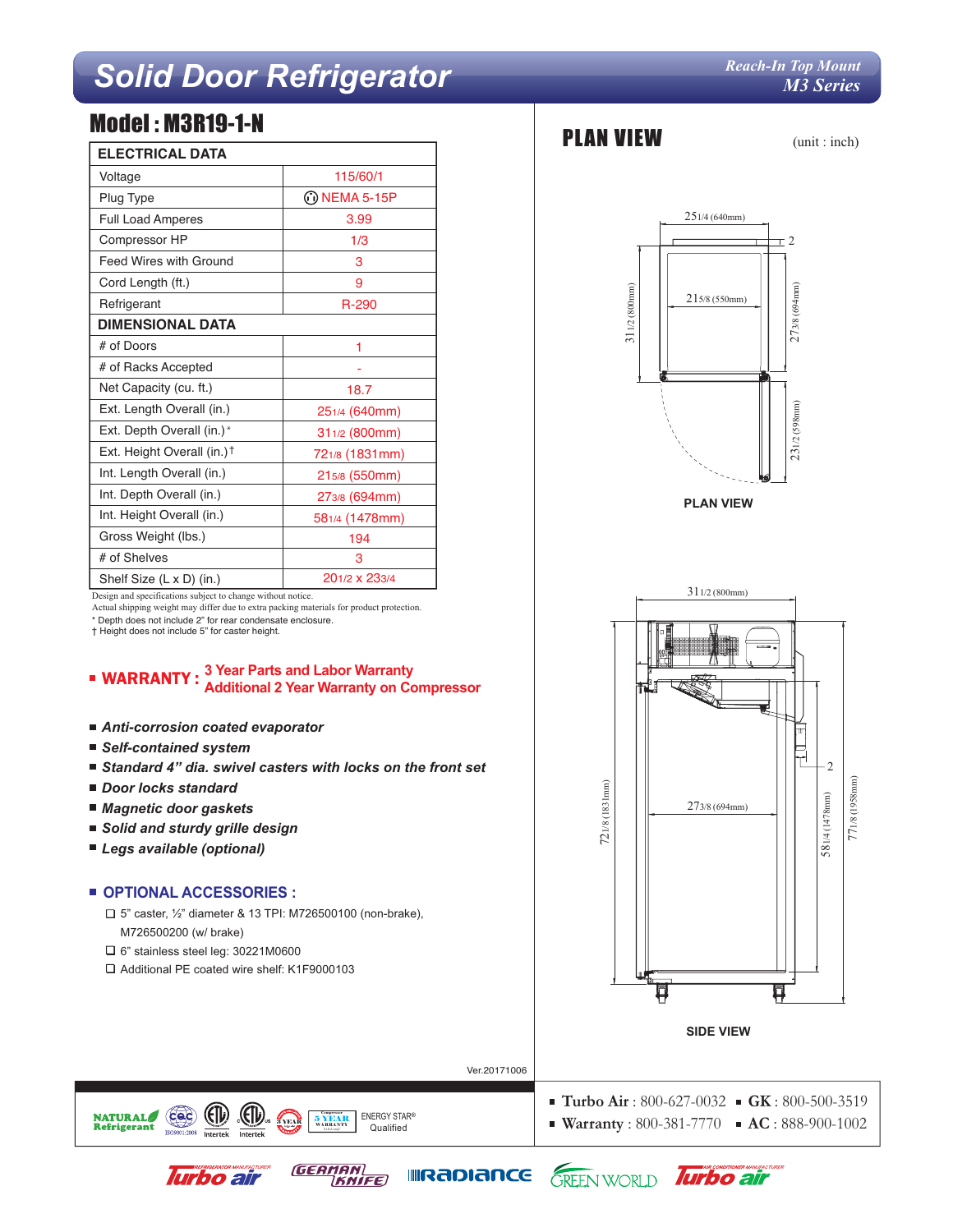# Solid Door Refrigerator

*Reach-In Top Mount*
*M3 Series*

## Model : M3R19-1-N

| ELECTRICAL DATA | |
|---|---|
| Voltage | 115/60/1 |
| Plug Type | NEMA 5-15P |
| Full Load Amperes | 3.99 |
| Compressor HP | 1/3 |
| Feed Wires with Ground | 3 |
| Cord Length (ft.) | 9 |
| Refrigerant | R-290 |
| **DIMENSIONAL DATA** | |
| # of Doors | 1 |
| # of Racks Accepted | - |
| Net Capacity (cu. ft.) | 18.7 |
| Ext. Length Overall (in.) | 25 1/4 (640mm) |
| Ext. Depth Overall (in.) * | 31 1/2 (800mm) |
| Ext. Height Overall (in.) † | 72 1/8 (1831mm) |
| Int. Length Overall (in.) | 21 5/8 (550mm) |
| Int. Depth Overall (in.) | 27 3/8 (694mm) |
| Int. Height Overall (in.) | 58 1/4 (1478mm) |
| Gross Weight (lbs.) | 194 |
| # of Shelves | 3 |
| Shelf Size (L x D) (in.) | 20 1/2 x 23 3/4 |

Design and specifications subject to change without notice.
Actual shipping weight may differ due to extra packing materials for product protection.
* Depth does not include 2" for rear condensate enclosure.
† Height does not include 5" for caster height.

**WARRANTY : 3 Year Parts and Labor Warranty**
**Additional 2 Year Warranty on Compressor**

- ***Anti-corrosion coated evaporator***
- ***Self-contained system***
- ***Standard 4" dia. swivel casters with locks on the front set***
- ***Door locks standard***
- ***Magnetic door gaskets***
- ***Solid and sturdy grille design***
- ***Legs available (optional)***

**OPTIONAL ACCESSORIES :**

- ☐ 5" caster, ½" diameter & 13 TPI: M726500100 (non-brake), M726500200 (w/ brake)
- ☐ 6" stainless steel leg: 30221M0600
- ☐ Additional PE coated wire shelf: K1F9000103

## PLAN VIEW

(unit : inch)

25 1/4 (640mm)
2
21 5/8 (550mm)
31 1/2 (800mm)
27 3/8 (694mm)
23 1/2 (598mm)

PLAN VIEW

31 1/2 (800mm)
2
27 3/8 (694mm)
72 1/8 (1831mm)
58 1/4 (1478mm)
77 1/8 (1958mm)

SIDE VIEW

Ver.20171006

NATURAL Refrigerant · ISO9001:2008 · Intertek · Intertek · 3 YEAR · 5 YEAR WARRANTY · ENERGY STAR® Qualified

- **Turbo Air** : 800-627-0032
- **GK** : 800-500-3519
- **Warranty** : 800-381-7770
- **AC** : 888-900-1002

Turbo air · GERMAN KNIFE · RADIANCE · GREEN WORLD · Turbo air